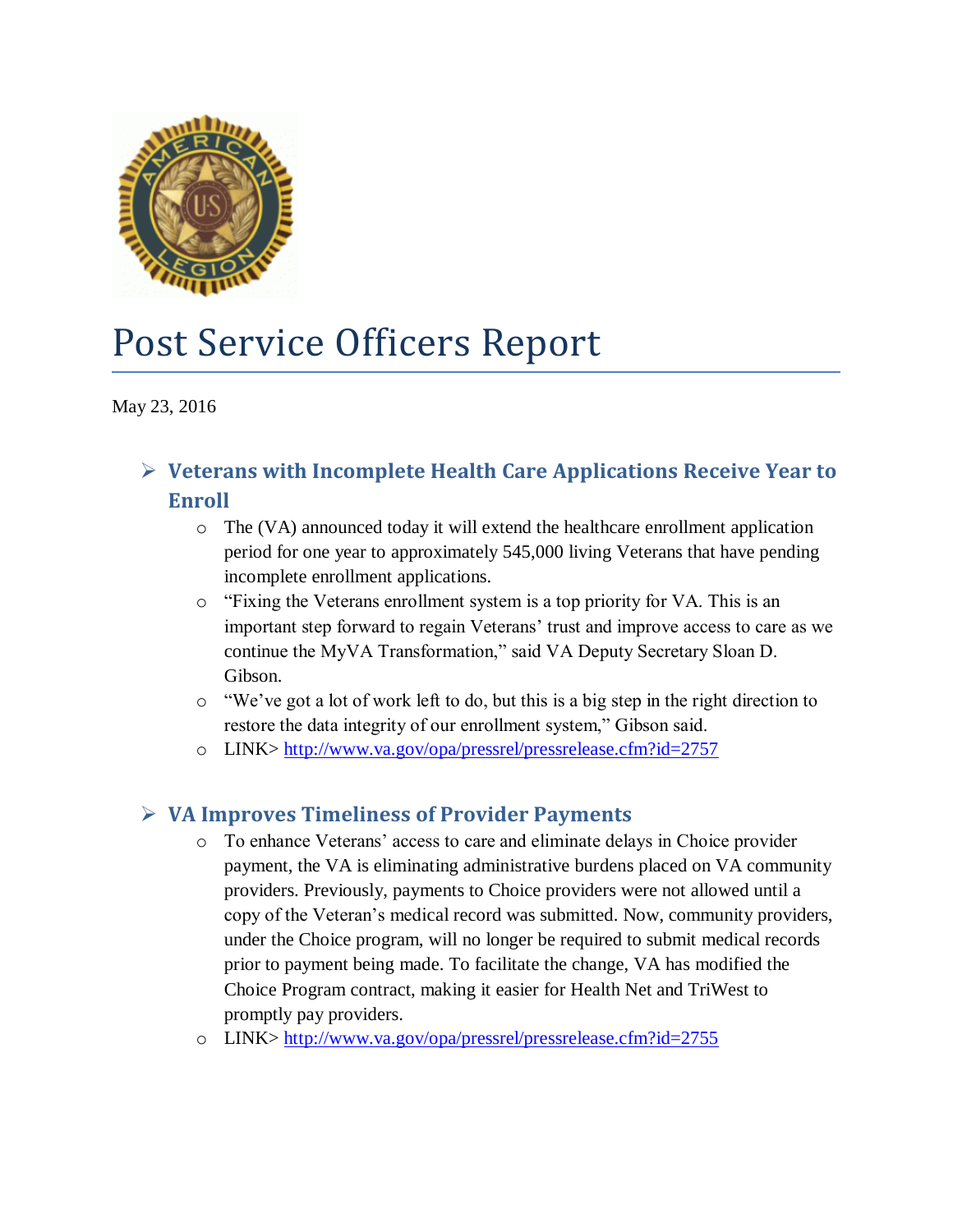# Post Service Officers Report

May 23, 2016

## Veterans with Incomplete Health Care Applications Receive Year to Enroll

- The (VA) announced today it will extend the healthcare enrollment application period for one year to approximately 545,000 living Veterans that have pending incomplete enrollment applications.
- "Fixing the Veterans enrollment system is a top priority for VA. This is an important step forward to regain Veterans' trust and improve access to care as we continue the MyVA Transformation," said VA Deputy Secretary Sloan D. Gibson.
- "We've got a lot of work left to do, but this is a big step in the right direction to restore the data integrity of our enrollment system," Gibson said.
- LINK> http://www.va.gov/opa/pressrel/pressrelease.cfm?id=2757

## VA Improves Timeliness of Provider Payments

- To enhance Veterans' access to care and eliminate delays in Choice provider payment, the VA is eliminating administrative burdens placed on VA community providers. Previously, payments to Choice providers were not allowed until a copy of the Veteran's medical record was submitted. Now, community providers, under the Choice program, will no longer be required to submit medical records prior to payment being made. To facilitate the change, VA has modified the Choice Program contract, making it easier for Health Net and TriWest to promptly pay providers.
- LINK> http://www.va.gov/opa/pressrel/pressrelease.cfm?id=2755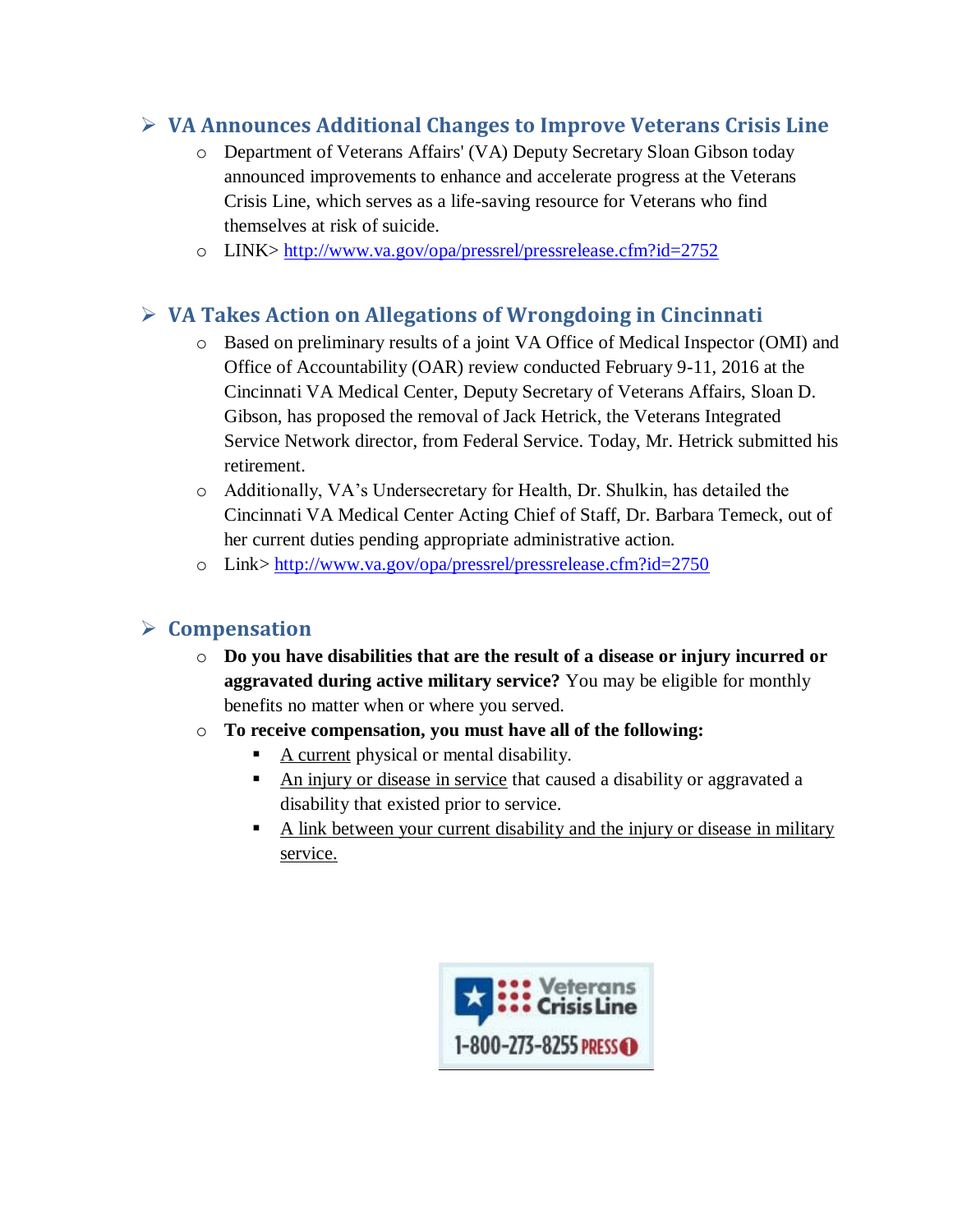## VA Announces Additional Changes to Improve Veterans Crisis Line

- Department of Veterans Affairs' (VA) Deputy Secretary Sloan Gibson today announced improvements to enhance and accelerate progress at the Veterans Crisis Line, which serves as a life-saving resource for Veterans who find themselves at risk of suicide.
- LINK> http://www.va.gov/opa/pressrel/pressrelease.cfm?id=2752

## VA Takes Action on Allegations of Wrongdoing in Cincinnati

- Based on preliminary results of a joint VA Office of Medical Inspector (OMI) and Office of Accountability (OAR) review conducted February 9-11, 2016 at the Cincinnati VA Medical Center, Deputy Secretary of Veterans Affairs, Sloan D. Gibson, has proposed the removal of Jack Hetrick, the Veterans Integrated Service Network director, from Federal Service. Today, Mr. Hetrick submitted his retirement.
- Additionally, VA's Undersecretary for Health, Dr. Shulkin, has detailed the Cincinnati VA Medical Center Acting Chief of Staff, Dr. Barbara Temeck, out of her current duties pending appropriate administrative action.
- Link> http://www.va.gov/opa/pressrel/pressrelease.cfm?id=2750

## Compensation

- **Do you have disabilities that are the result of a disease or injury incurred or aggravated during active military service?** You may be eligible for monthly benefits no matter when or where you served.
- **To receive compensation, you must have all of the following:**
  - A current physical or mental disability.
  - An injury or disease in service that caused a disability or aggravated a disability that existed prior to service.
  - A link between your current disability and the injury or disease in military service.

Veterans Crisis Line
1-800-273-8255 PRESS 1